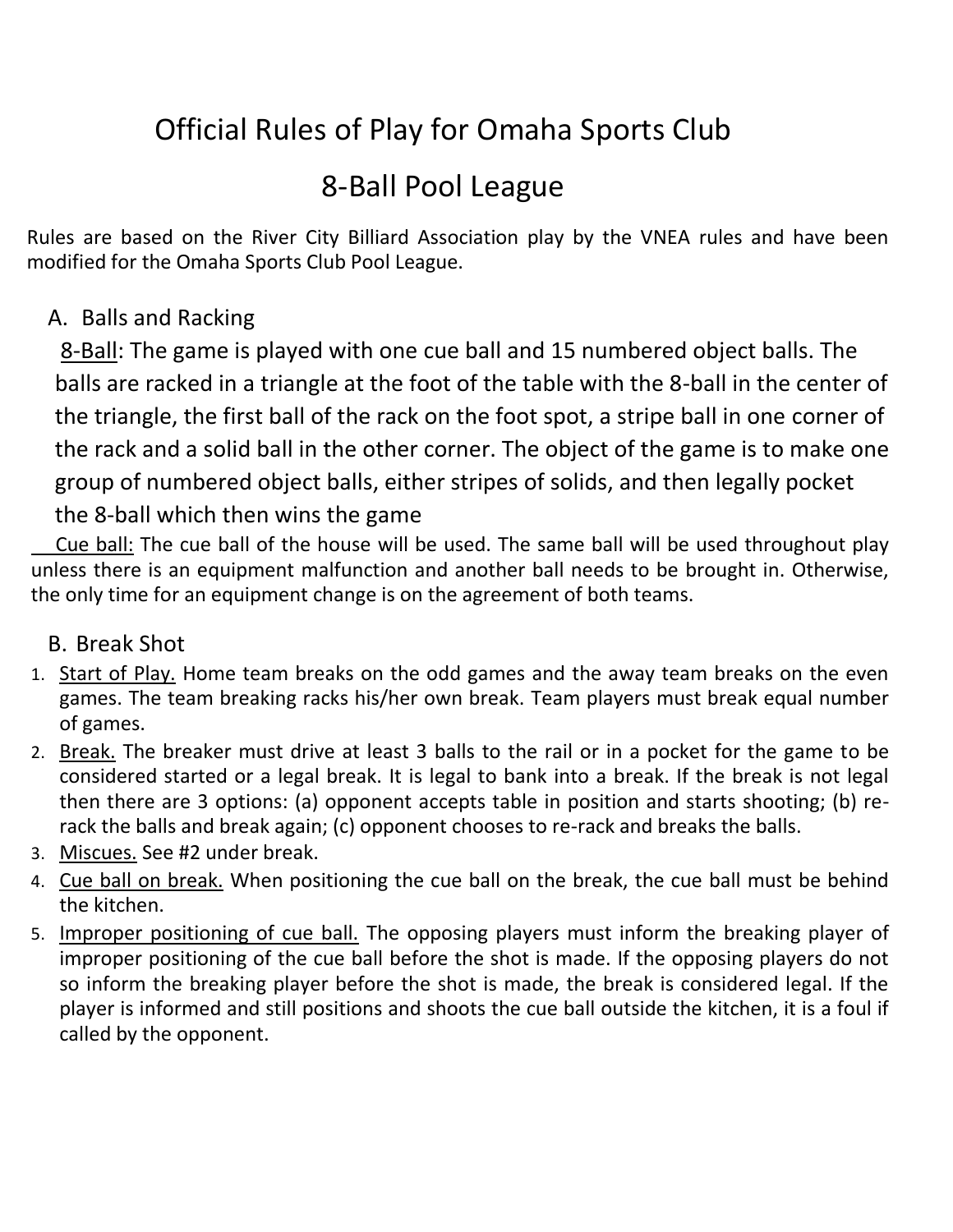# Official Rules of Play for Omaha Sports Club

# 8-Ball Pool League

Rules are based on the River City Billiard Association play by the VNEA rules and have been modified for the Omaha Sports Club Pool League.

## A. Balls and Racking

8-Ball: The game is played with one cue ball and 15 numbered object balls. The balls are racked in a triangle at the foot of the table with the 8-ball in the center of the triangle, the first ball of the rack on the foot spot, a stripe ball in one corner of the rack and a solid ball in the other corner. The object of the game is to make one group of numbered object balls, either stripes of solids, and then legally pocket the 8-ball which then wins the game

Cue ball: The cue ball of the house will be used. The same ball will be used throughout play unless there is an equipment malfunction and another ball needs to be brought in. Otherwise, the only time for an equipment change is on the agreement of both teams.

## B. Break Shot

1. Start of Play. Home team breaks on the odd games and the away team breaks on the even games. The team breaking racks his/her own break. Team players must break equal number of games.
2. Break. The breaker must drive at least 3 balls to the rail or in a pocket for the game to be considered started or a legal break. It is legal to bank into a break. If the break is not legal then there are 3 options: (a) opponent accepts table in position and starts shooting; (b) re-rack the balls and break again; (c) opponent chooses to re-rack and breaks the balls.
3. Miscues. See #2 under break.
4. Cue ball on break. When positioning the cue ball on the break, the cue ball must be behind the kitchen.
5. Improper positioning of cue ball. The opposing players must inform the breaking player of improper positioning of the cue ball before the shot is made. If the opposing players do not so inform the breaking player before the shot is made, the break is considered legal. If the player is informed and still positions and shoots the cue ball outside the kitchen, it is a foul if called by the opponent.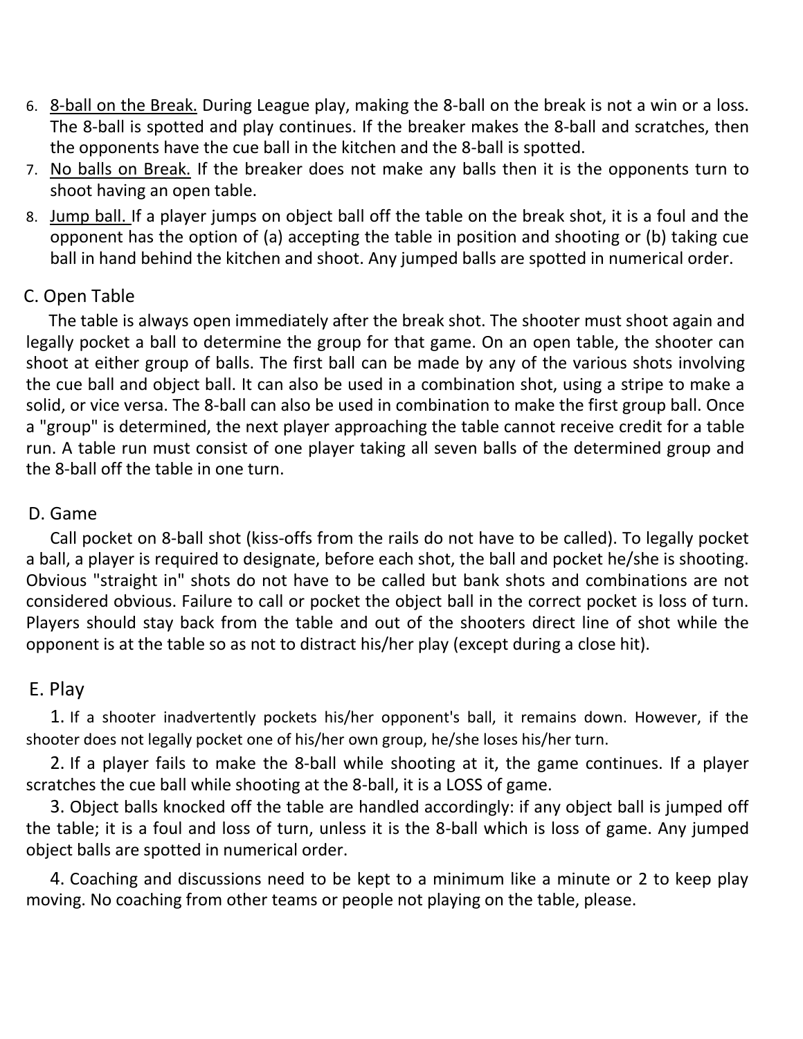6. <u>8-ball on the Break.</u> During League play, making the 8-ball on the break is not a win or a loss. The 8-ball is spotted and play continues. If the breaker makes the 8-ball and scratches, then the opponents have the cue ball in the kitchen and the 8-ball is spotted.
7. <u>No balls on Break.</u> If the breaker does not make any balls then it is the opponents turn to shoot having an open table.
8. <u>Jump ball.</u> If a player jumps on object ball off the table on the break shot, it is a foul and the opponent has the option of (a) accepting the table in position and shooting or (b) taking cue ball in hand behind the kitchen and shoot. Any jumped balls are spotted in numerical order.

## C. Open Table

The table is always open immediately after the break shot. The shooter must shoot again and legally pocket a ball to determine the group for that game. On an open table, the shooter can shoot at either group of balls. The first ball can be made by any of the various shots involving the cue ball and object ball. It can also be used in a combination shot, using a stripe to make a solid, or vice versa. The 8-ball can also be used in combination to make the first group ball. Once a "group" is determined, the next player approaching the table cannot receive credit for a table run. A table run must consist of one player taking all seven balls of the determined group and the 8-ball off the table in one turn.

## D. Game

Call pocket on 8-ball shot (kiss-offs from the rails do not have to be called). To legally pocket a ball, a player is required to designate, before each shot, the ball and pocket he/she is shooting. Obvious "straight in" shots do not have to be called but bank shots and combinations are not considered obvious. Failure to call or pocket the object ball in the correct pocket is loss of turn. Players should stay back from the table and out of the shooters direct line of shot while the opponent is at the table so as not to distract his/her play (except during a close hit).

## E. Play

1. If a shooter inadvertently pockets his/her opponent's ball, it remains down. However, if the shooter does not legally pocket one of his/her own group, he/she loses his/her turn.

2. If a player fails to make the 8-ball while shooting at it, the game continues. If a player scratches the cue ball while shooting at the 8-ball, it is a LOSS of game.

3. Object balls knocked off the table are handled accordingly: if any object ball is jumped off the table; it is a foul and loss of turn, unless it is the 8-ball which is loss of game. Any jumped object balls are spotted in numerical order.

4. Coaching and discussions need to be kept to a minimum like a minute or 2 to keep play moving. No coaching from other teams or people not playing on the table, please.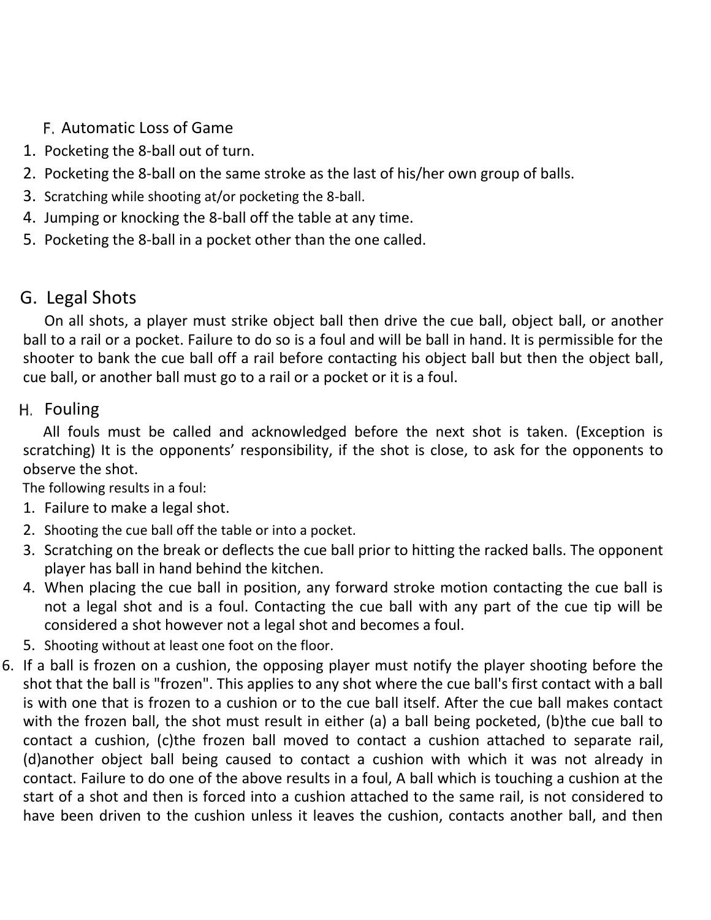## F. Automatic Loss of Game

1. Pocketing the 8-ball out of turn.
2. Pocketing the 8-ball on the same stroke as the last of his/her own group of balls.
3. Scratching while shooting at/or pocketing the 8-ball.
4. Jumping or knocking the 8-ball off the table at any time.
5. Pocketing the 8-ball in a pocket other than the one called.

## G. Legal Shots

On all shots, a player must strike object ball then drive the cue ball, object ball, or another ball to a rail or a pocket. Failure to do so is a foul and will be ball in hand. It is permissible for the shooter to bank the cue ball off a rail before contacting his object ball but then the object ball, cue ball, or another ball must go to a rail or a pocket or it is a foul.

## H. Fouling

All fouls must be called and acknowledged before the next shot is taken. (Exception is scratching) It is the opponents' responsibility, if the shot is close, to ask for the opponents to observe the shot.

The following results in a foul:

1. Failure to make a legal shot.
2. Shooting the cue ball off the table or into a pocket.
3. Scratching on the break or deflects the cue ball prior to hitting the racked balls. The opponent player has ball in hand behind the kitchen.
4. When placing the cue ball in position, any forward stroke motion contacting the cue ball is not a legal shot and is a foul. Contacting the cue ball with any part of the cue tip will be considered a shot however not a legal shot and becomes a foul.
5. Shooting without at least one foot on the floor.
6. If a ball is frozen on a cushion, the opposing player must notify the player shooting before the shot that the ball is "frozen". This applies to any shot where the cue ball's first contact with a ball is with one that is frozen to a cushion or to the cue ball itself. After the cue ball makes contact with the frozen ball, the shot must result in either (a) a ball being pocketed, (b)the cue ball to contact a cushion, (c)the frozen ball moved to contact a cushion attached to separate rail, (d)another object ball being caused to contact a cushion with which it was not already in contact. Failure to do one of the above results in a foul, A ball which is touching a cushion at the start of a shot and then is forced into a cushion attached to the same rail, is not considered to have been driven to the cushion unless it leaves the cushion, contacts another ball, and then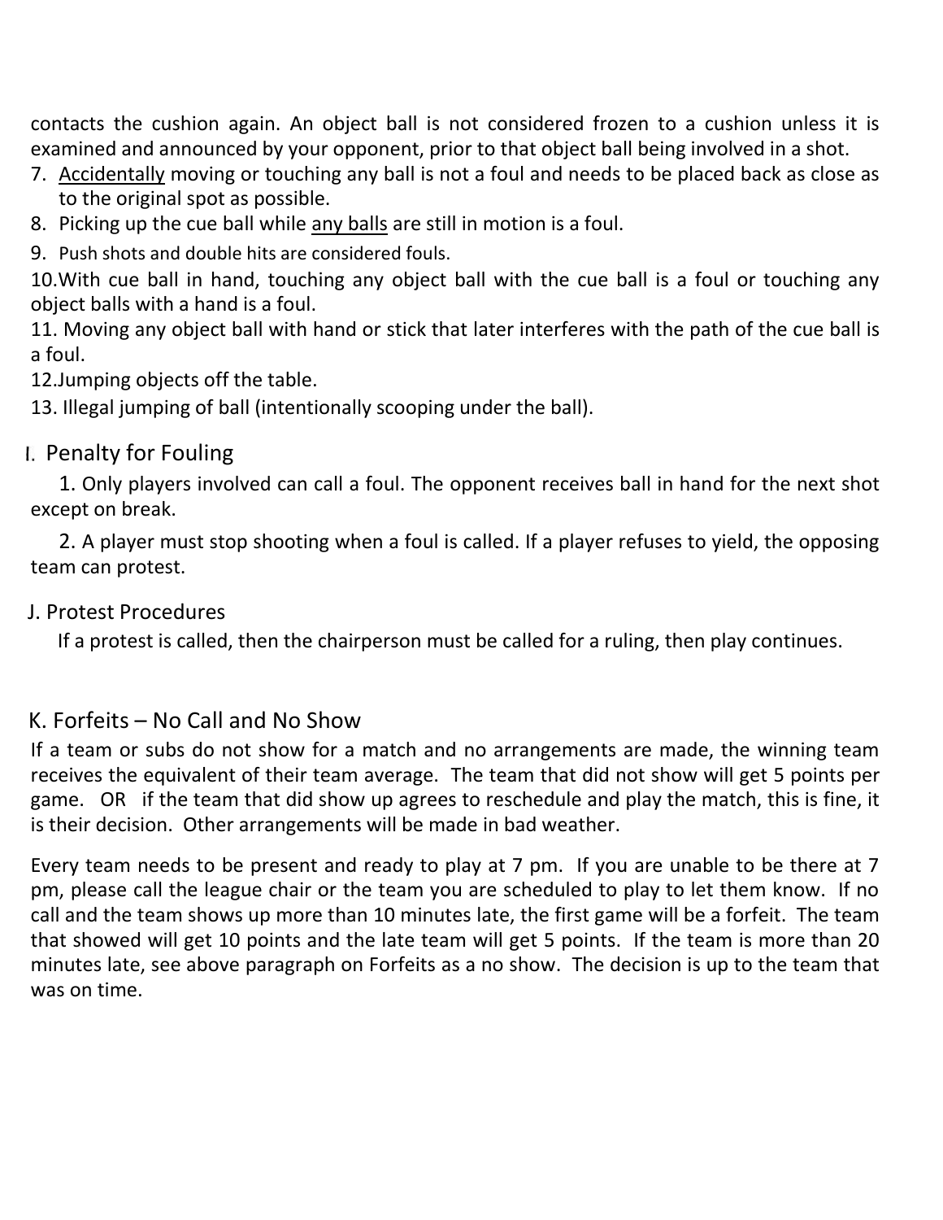contacts the cushion again. An object ball is not considered frozen to a cushion unless it is examined and announced by your opponent, prior to that object ball being involved in a shot.

7. <u>Accidentally</u> moving or touching any ball is not a foul and needs to be placed back as close as to the original spot as possible.
8. Picking up the cue ball while <u>any balls</u> are still in motion is a foul.
9. Push shots and double hits are considered fouls.
10. With cue ball in hand, touching any object ball with the cue ball is a foul or touching any object balls with a hand is a foul.
11. Moving any object ball with hand or stick that later interferes with the path of the cue ball is a foul.
12. Jumping objects off the table.
13. Illegal jumping of ball (intentionally scooping under the ball).

## I. Penalty for Fouling

1. Only players involved can call a foul. The opponent receives ball in hand for the next shot except on break.

2. A player must stop shooting when a foul is called. If a player refuses to yield, the opposing team can protest.

## J. Protest Procedures

If a protest is called, then the chairperson must be called for a ruling, then play continues.

## K. Forfeits – No Call and No Show

If a team or subs do not show for a match and no arrangements are made, the winning team receives the equivalent of their team average. The team that did not show will get 5 points per game. OR if the team that did show up agrees to reschedule and play the match, this is fine, it is their decision. Other arrangements will be made in bad weather.

Every team needs to be present and ready to play at 7 pm. If you are unable to be there at 7 pm, please call the league chair or the team you are scheduled to play to let them know. If no call and the team shows up more than 10 minutes late, the first game will be a forfeit. The team that showed will get 10 points and the late team will get 5 points. If the team is more than 20 minutes late, see above paragraph on Forfeits as a no show. The decision is up to the team that was on time.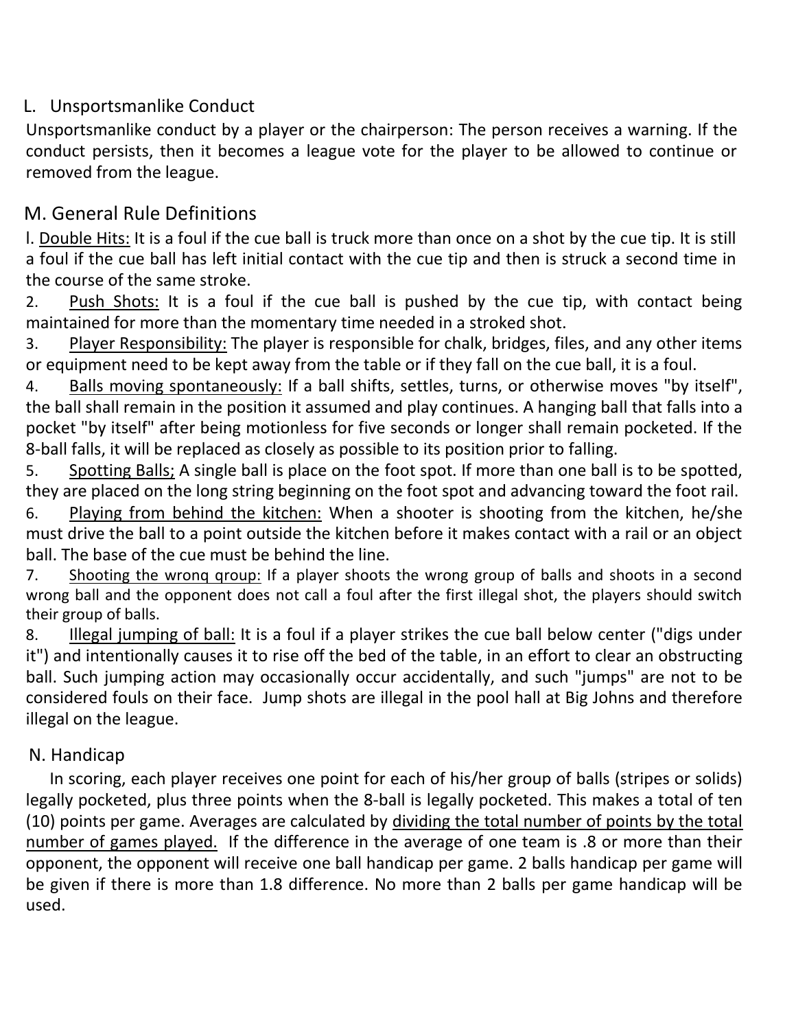## L. Unsportsmanlike Conduct

Unsportsmanlike conduct by a player or the chairperson: The person receives a warning. If the conduct persists, then it becomes a league vote for the player to be allowed to continue or removed from the league.

## M. General Rule Definitions

l. <u>Double Hits:</u> It is a foul if the cue ball is truck more than once on a shot by the cue tip. It is still a foul if the cue ball has left initial contact with the cue tip and then is struck a second time in the course of the same stroke.

2. <u>Push Shots:</u> It is a foul if the cue ball is pushed by the cue tip, with contact being maintained for more than the momentary time needed in a stroked shot.

3. <u>Player Responsibility:</u> The player is responsible for chalk, bridges, files, and any other items or equipment need to be kept away from the table or if they fall on the cue ball, it is a foul.

4. <u>Balls moving spontaneously:</u> If a ball shifts, settles, turns, or otherwise moves "by itself", the ball shall remain in the position it assumed and play continues. A hanging ball that falls into a pocket "by itself" after being motionless for five seconds or longer shall remain pocketed. If the 8-ball falls, it will be replaced as closely as possible to its position prior to falling.

5. <u>Spotting Balls;</u> A single ball is place on the foot spot. If more than one ball is to be spotted, they are placed on the long string beginning on the foot spot and advancing toward the foot rail.

6. <u>Playing from behind the kitchen:</u> When a shooter is shooting from the kitchen, he/she must drive the ball to a point outside the kitchen before it makes contact with a rail or an object ball. The base of the cue must be behind the line.

7. <u>Shooting the wronq qroup:</u> If a player shoots the wrong group of balls and shoots in a second wrong ball and the opponent does not call a foul after the first illegal shot, the players should switch their group of balls.

8. <u>Illegal jumping of ball:</u> It is a foul if a player strikes the cue ball below center ("digs under it") and intentionally causes it to rise off the bed of the table, in an effort to clear an obstructing ball. Such jumping action may occasionally occur accidentally, and such "jumps" are not to be considered fouls on their face. Jump shots are illegal in the pool hall at Big Johns and therefore illegal on the league.

## N. Handicap

In scoring, each player receives one point for each of his/her group of balls (stripes or solids) legally pocketed, plus three points when the 8-ball is legally pocketed. This makes a total of ten (10) points per game. Averages are calculated by <u>dividing the total number of points by the total number of games played.</u> If the difference in the average of one team is .8 or more than their opponent, the opponent will receive one ball handicap per game. 2 balls handicap per game will be given if there is more than 1.8 difference. No more than 2 balls per game handicap will be used.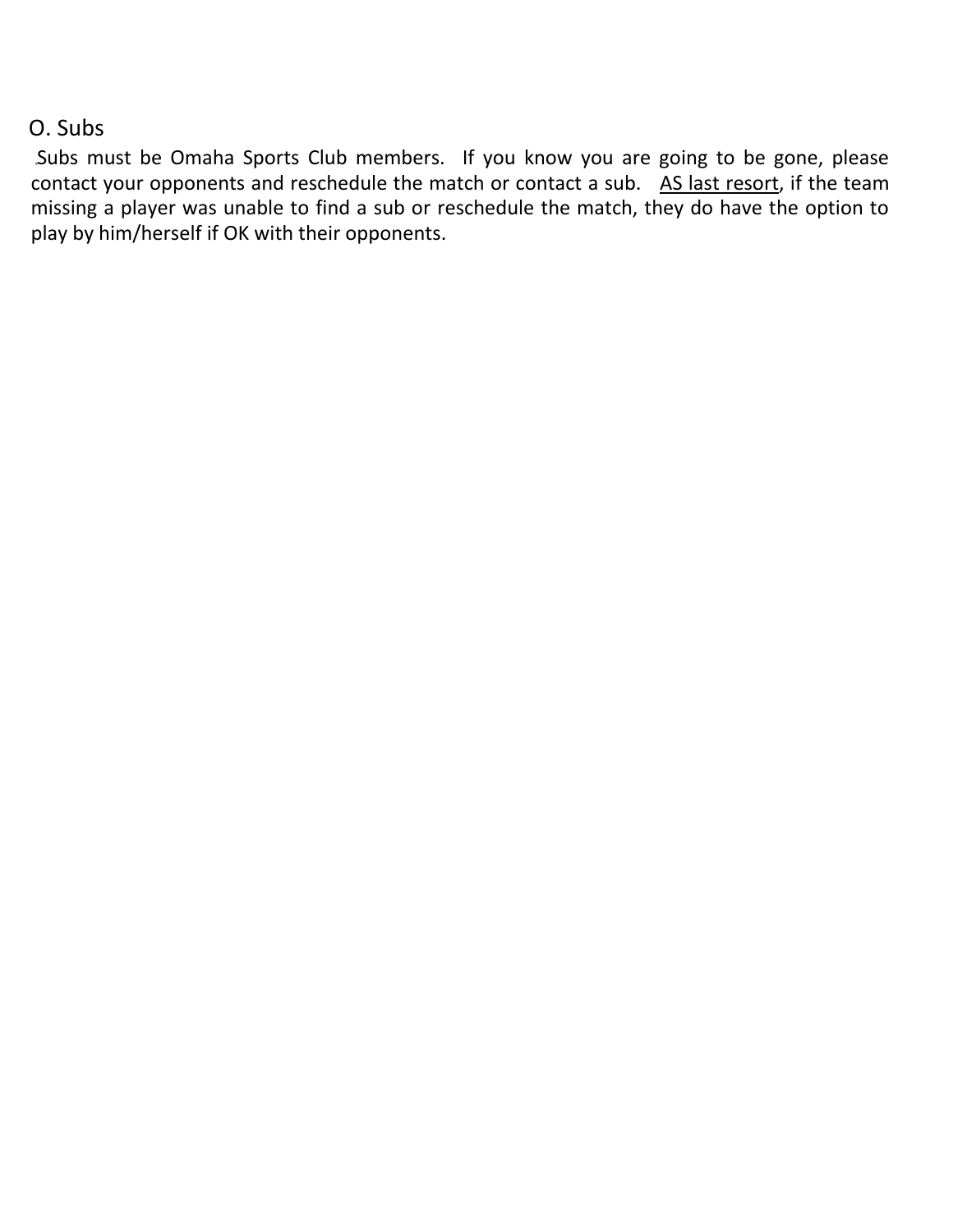## O. Subs

Subs must be Omaha Sports Club members. If you know you are going to be gone, please contact your opponents and reschedule the match or contact a sub. <u>AS last resort</u>, if the team missing a player was unable to find a sub or reschedule the match, they do have the option to play by him/herself if OK with their opponents.